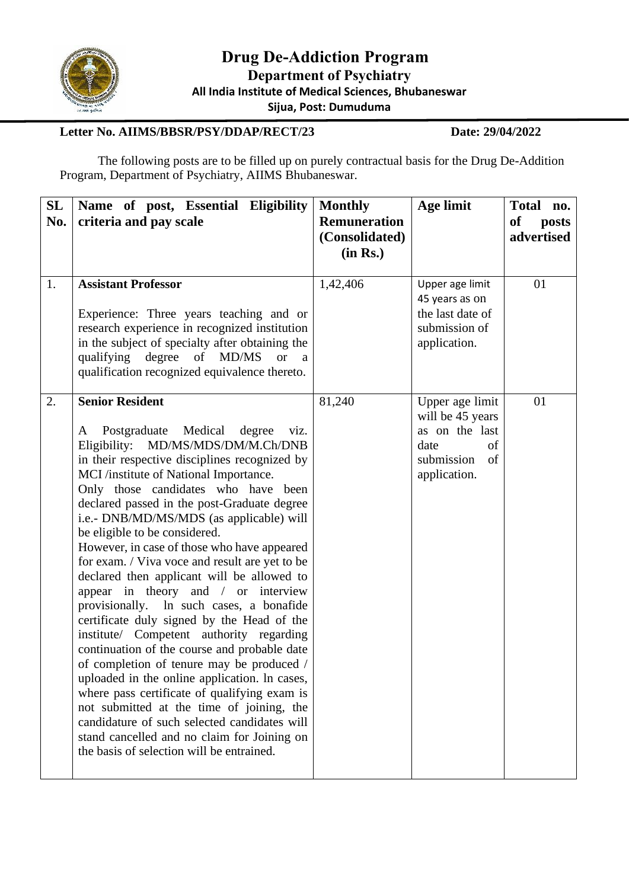# Drug De-Addiction Program

## Department of Psychiatry

**All India Institute of Medical Sciences, Bhubaneswar**

**Sijua, Post: Dumuduma**

**Letter No. AIIMS/BBSR/PSY/DDAP/RECT/23** **Date: 29/04/2022**

The following posts are to be filled up on purely contractual basis for the Drug De-Addition Program, Department of Psychiatry, AIIMS Bhubaneswar.

| SL No. | Name of post, Essential Eligibility criteria and pay scale | Monthly Remuneration (Consolidated) (in Rs.) | Age limit | Total no. of posts advertised |
|---|---|---|---|---|
| 1. | **Assistant Professor**<br><br>Experience: Three years teaching and or research experience in recognized institution in the subject of specialty after obtaining the qualifying degree of MD/MS or a qualification recognized equivalence thereto. | 1,42,406 | Upper age limit 45 years as on the last date of submission of application. | 01 |
| 2. | **Senior Resident**<br><br>A Postgraduate Medical degree viz. Eligibility: MD/MS/MDS/DM/M.Ch/DNB in their respective disciplines recognized by MCI /institute of National Importance.<br>Only those candidates who have been declared passed in the post-Graduate degree i.e.- DNB/MD/MS/MDS (as applicable) will be eligible to be considered.<br>However, in case of those who have appeared for exam. / Viva voce and result are yet to be declared then applicant will be allowed to appear in theory and / or interview provisionally. ln such cases, a bonafide certificate duly signed by the Head of the institute/ Competent authority regarding continuation of the course and probable date of completion of tenure may be produced / uploaded in the online application. ln cases, where pass certificate of qualifying exam is not submitted at the time of joining, the candidature of such selected candidates will stand cancelled and no claim for Joining on the basis of selection will be entrained. | 81,240 | Upper age limit will be 45 years as on the last date of submission of application. | 01 |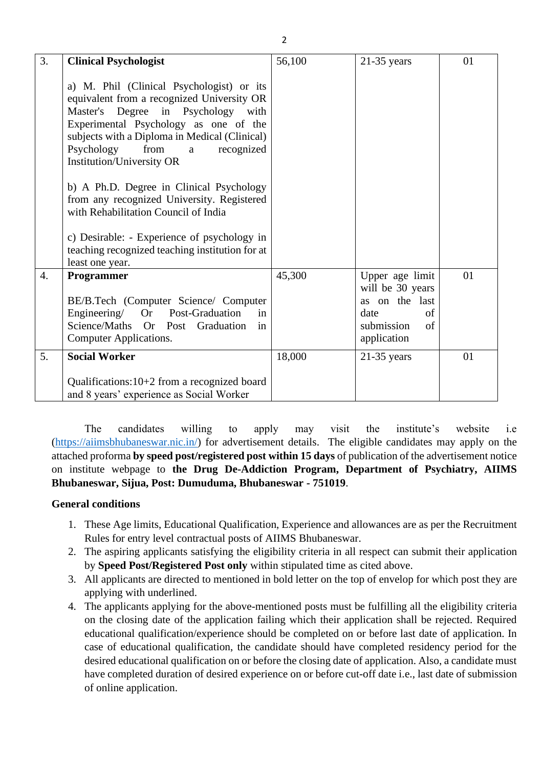| 3. | **Clinical Psychologist**<br><br>a) M. Phil (Clinical Psychologist) or its equivalent from a recognized University OR Master's Degree in Psychology with Experimental Psychology as one of the subjects with a Diploma in Medical (Clinical) Psychology from a recognized Institution/University OR<br><br>b) A Ph.D. Degree in Clinical Psychology from any recognized University. Registered with Rehabilitation Council of India<br><br>c) Desirable: - Experience of psychology in teaching recognized teaching institution for at least one year. | 56,100 | 21-35 years | 01 |
|---|---|---|---|---|
| 4. | **Programmer**<br><br>BE/B.Tech (Computer Science/ Computer Engineering/ Or Post-Graduation in Science/Maths Or Post Graduation in Computer Applications. | 45,300 | Upper age limit will be 30 years as on the last date of submission of application | 01 |
| 5. | **Social Worker**<br><br>Qualifications:10+2 from a recognized board and 8 years' experience as Social Worker | 18,000 | 21-35 years | 01 |

The candidates willing to apply may visit the institute's website i.e (https://aiimsbhubaneswar.nic.in/) for advertisement details. The eligible candidates may apply on the attached proforma **by speed post/registered post within 15 days** of publication of the advertisement notice on institute webpage to **the Drug De-Addiction Program, Department of Psychiatry, AIIMS Bhubaneswar, Sijua, Post: Dumuduma, Bhubaneswar - 751019**.

**General conditions**

1. These Age limits, Educational Qualification, Experience and allowances are as per the Recruitment Rules for entry level contractual posts of AIIMS Bhubaneswar.
2. The aspiring applicants satisfying the eligibility criteria in all respect can submit their application by **Speed Post/Registered Post only** within stipulated time as cited above.
3. All applicants are directed to mentioned in bold letter on the top of envelop for which post they are applying with underlined.
4. The applicants applying for the above-mentioned posts must be fulfilling all the eligibility criteria on the closing date of the application failing which their application shall be rejected. Required educational qualification/experience should be completed on or before last date of application. In case of educational qualification, the candidate should have completed residency period for the desired educational qualification on or before the closing date of application. Also, a candidate must have completed duration of desired experience on or before cut-off date i.e., last date of submission of online application.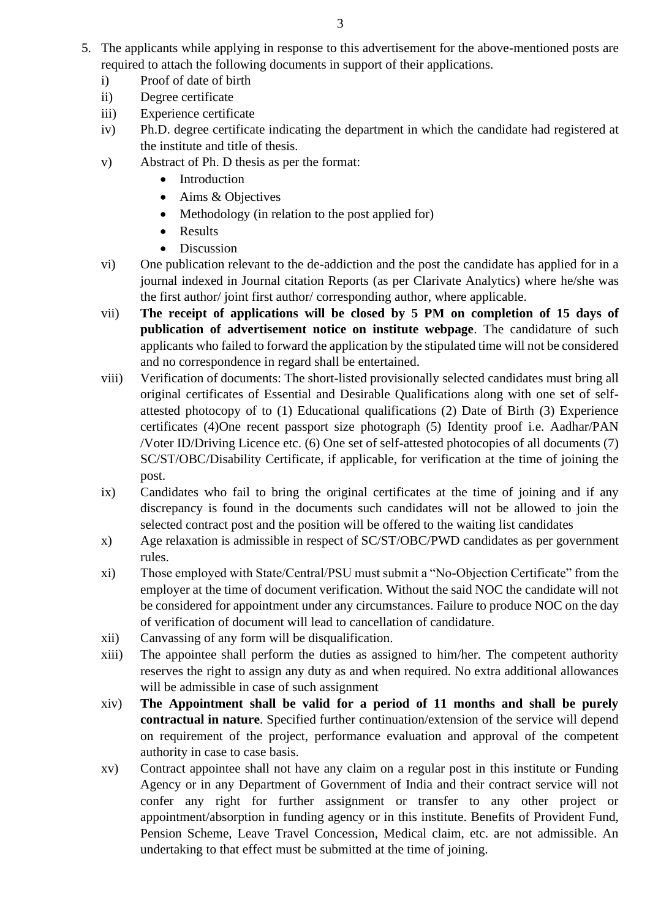5. The applicants while applying in response to this advertisement for the above-mentioned posts are required to attach the following documents in support of their applications.

   i) Proof of date of birth
   ii) Degree certificate
   iii) Experience certificate
   iv) Ph.D. degree certificate indicating the department in which the candidate had registered at the institute and title of thesis.
   v) Abstract of Ph. D thesis as per the format:
      - Introduction
      - Aims & Objectives
      - Methodology (in relation to the post applied for)
      - Results
      - Discussion
   vi) One publication relevant to the de-addiction and the post the candidate has applied for in a journal indexed in Journal citation Reports (as per Clarivate Analytics) where he/she was the first author/ joint first author/ corresponding author, where applicable.
   vii) **The receipt of applications will be closed by 5 PM on completion of 15 days of publication of advertisement notice on institute webpage**. The candidature of such applicants who failed to forward the application by the stipulated time will not be considered and no correspondence in regard shall be entertained.
   viii) Verification of documents: The short-listed provisionally selected candidates must bring all original certificates of Essential and Desirable Qualifications along with one set of self-attested photocopy of to (1) Educational qualifications (2) Date of Birth (3) Experience certificates (4)One recent passport size photograph (5) Identity proof i.e. Aadhar/PAN /Voter ID/Driving Licence etc. (6) One set of self-attested photocopies of all documents (7) SC/ST/OBC/Disability Certificate, if applicable, for verification at the time of joining the post.
   ix) Candidates who fail to bring the original certificates at the time of joining and if any discrepancy is found in the documents such candidates will not be allowed to join the selected contract post and the position will be offered to the waiting list candidates
   x) Age relaxation is admissible in respect of SC/ST/OBC/PWD candidates as per government rules.
   xi) Those employed with State/Central/PSU must submit a "No-Objection Certificate" from the employer at the time of document verification. Without the said NOC the candidate will not be considered for appointment under any circumstances. Failure to produce NOC on the day of verification of document will lead to cancellation of candidature.
   xii) Canvassing of any form will be disqualification.
   xiii) The appointee shall perform the duties as assigned to him/her. The competent authority reserves the right to assign any duty as and when required. No extra additional allowances will be admissible in case of such assignment
   xiv) **The Appointment shall be valid for a period of 11 months and shall be purely contractual in nature**. Specified further continuation/extension of the service will depend on requirement of the project, performance evaluation and approval of the competent authority in case to case basis.
   xv) Contract appointee shall not have any claim on a regular post in this institute or Funding Agency or in any Department of Government of India and their contract service will not confer any right for further assignment or transfer to any other project or appointment/absorption in funding agency or in this institute. Benefits of Provident Fund, Pension Scheme, Leave Travel Concession, Medical claim, etc. are not admissible. An undertaking to that effect must be submitted at the time of joining.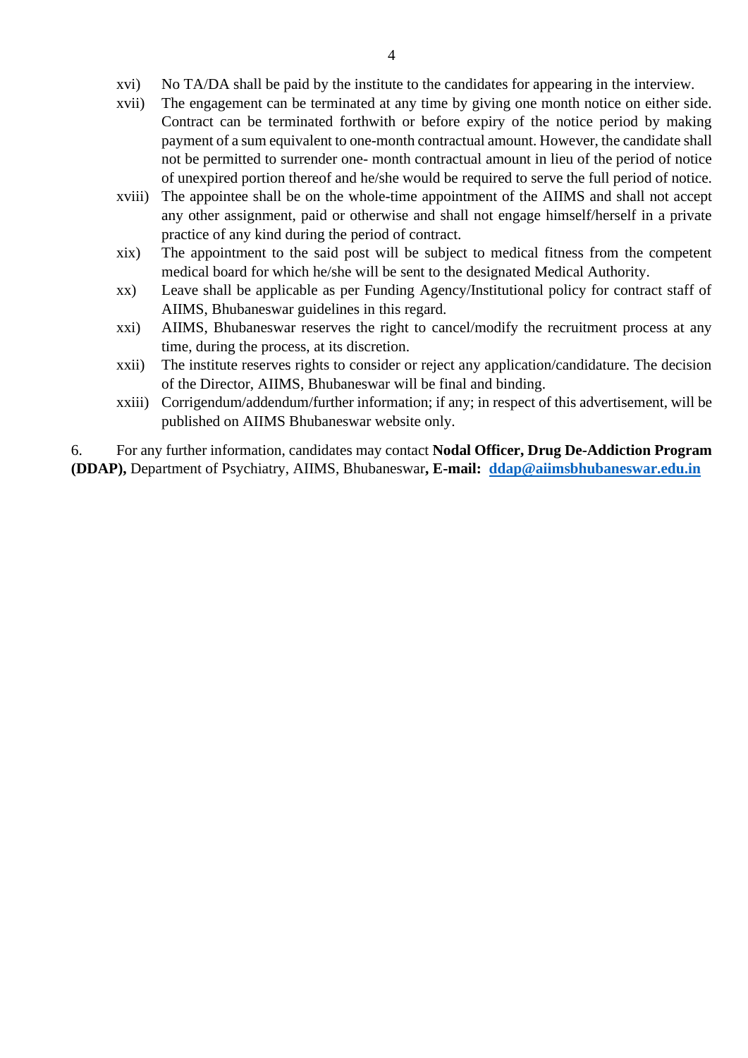xvi) No TA/DA shall be paid by the institute to the candidates for appearing in the interview.

xvii) The engagement can be terminated at any time by giving one month notice on either side. Contract can be terminated forthwith or before expiry of the notice period by making payment of a sum equivalent to one-month contractual amount. However, the candidate shall not be permitted to surrender one- month contractual amount in lieu of the period of notice of unexpired portion thereof and he/she would be required to serve the full period of notice.

xviii) The appointee shall be on the whole-time appointment of the AIIMS and shall not accept any other assignment, paid or otherwise and shall not engage himself/herself in a private practice of any kind during the period of contract.

xix) The appointment to the said post will be subject to medical fitness from the competent medical board for which he/she will be sent to the designated Medical Authority.

xx) Leave shall be applicable as per Funding Agency/Institutional policy for contract staff of AIIMS, Bhubaneswar guidelines in this regard.

xxi) AIIMS, Bhubaneswar reserves the right to cancel/modify the recruitment process at any time, during the process, at its discretion.

xxii) The institute reserves rights to consider or reject any application/candidature. The decision of the Director, AIIMS, Bhubaneswar will be final and binding.

xxiii) Corrigendum/addendum/further information; if any; in respect of this advertisement, will be published on AIIMS Bhubaneswar website only.

6. For any further information, candidates may contact **Nodal Officer, Drug De-Addiction Program (DDAP),** Department of Psychiatry, AIIMS, Bhubaneswar**, E-mail: [ddap@aiimsbhubaneswar.edu.in](mailto:ddap@aiimsbhubaneswar.edu.in)**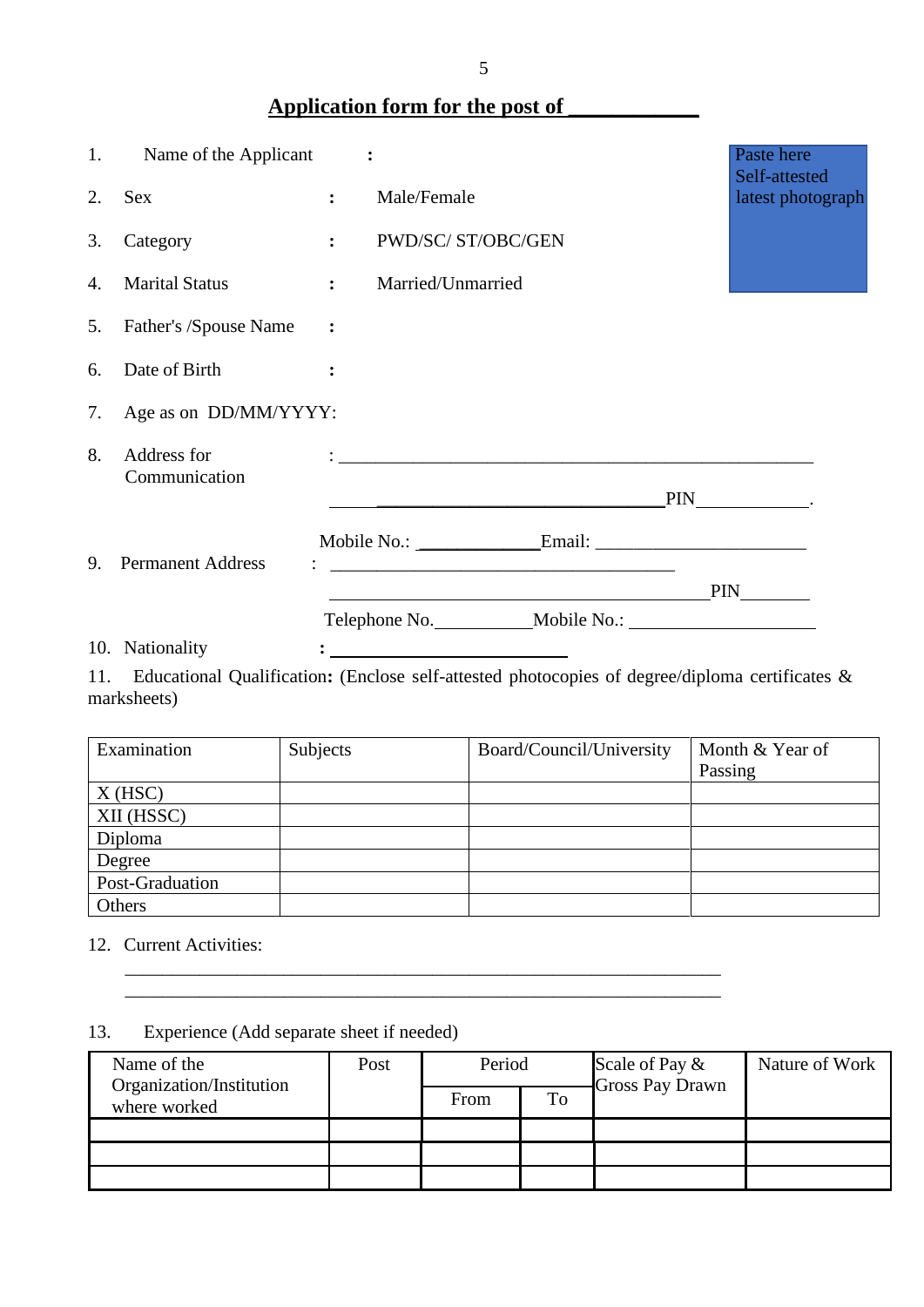## Application form for the post of ____________

Paste here Self-attested latest photograph

1. Name of the Applicant :
2. Sex : Male/Female
3. Category : PWD/SC/ ST/OBC/GEN
4. Marital Status : Married/Unmarried
5. Father's /Spouse Name :
6. Date of Birth :
7. Age as on DD/MM/YYYY:
8. Address for Communication : ______________________________________________________

   ______________________________________PIN______________.

   Mobile No.: _____________Email: _______________________
9. Permanent Address : ______________________________________

   ____________________________________________PIN________

   Telephone No.___________Mobile No.: ____________________
10. Nationality : ______________________
11. Educational Qualification**:** (Enclose self-attested photocopies of degree/diploma certificates & marksheets)

| Examination | Subjects | Board/Council/University | Month & Year of Passing |
|---|---|---|---|
| X (HSC) | | | |
| XII (HSSC) | | | |
| Diploma | | | |
| Degree | | | |
| Post-Graduation | | | |
| Others | | | |

12. Current Activities:

    _______________________________________________________________

    _______________________________________________________________

13. Experience (Add separate sheet if needed)

| Name of the Organization/Institution where worked | Post | Period | | Scale of Pay & Gross Pay Drawn | Nature of Work |
|---|---|---|---|---|---|
| | | From | To | | |
| | | | | | |
| | | | | | |
| | | | | | |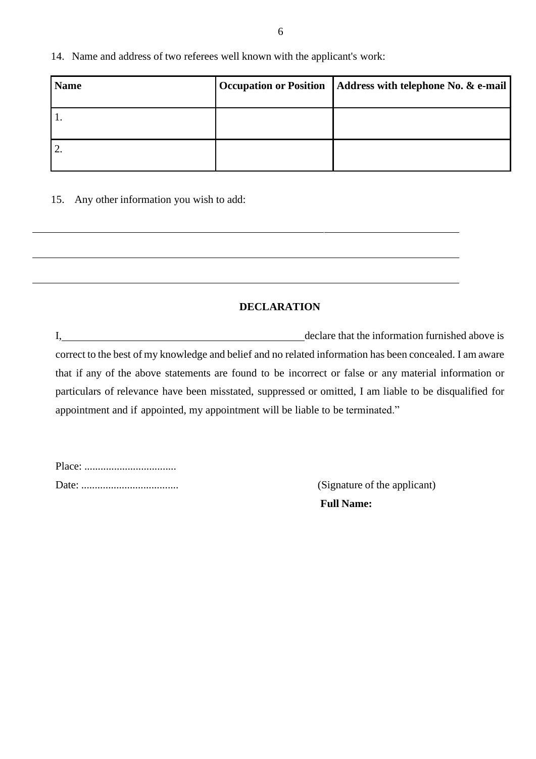14. Name and address of two referees well known with the applicant's work:

| Name | Occupation or Position | Address with telephone No. & e-mail |
| --- | --- | --- |
| 1. | | |
| 2. | | |

15. Any other information you wish to add:

______________________________________________________________________________

______________________________________________________________________________

______________________________________________________________________________

## DECLARATION

I,________________________________________declare that the information furnished above is correct to the best of my knowledge and belief and no related information has been concealed. I am aware that if any of the above statements are found to be incorrect or false or any material information or particulars of relevance have been misstated, suppressed or omitted, I am liable to be disqualified for appointment and if appointed, my appointment will be liable to be terminated."

Place: ..................................

Date: ....................................

(Signature of the applicant)

**Full Name:**